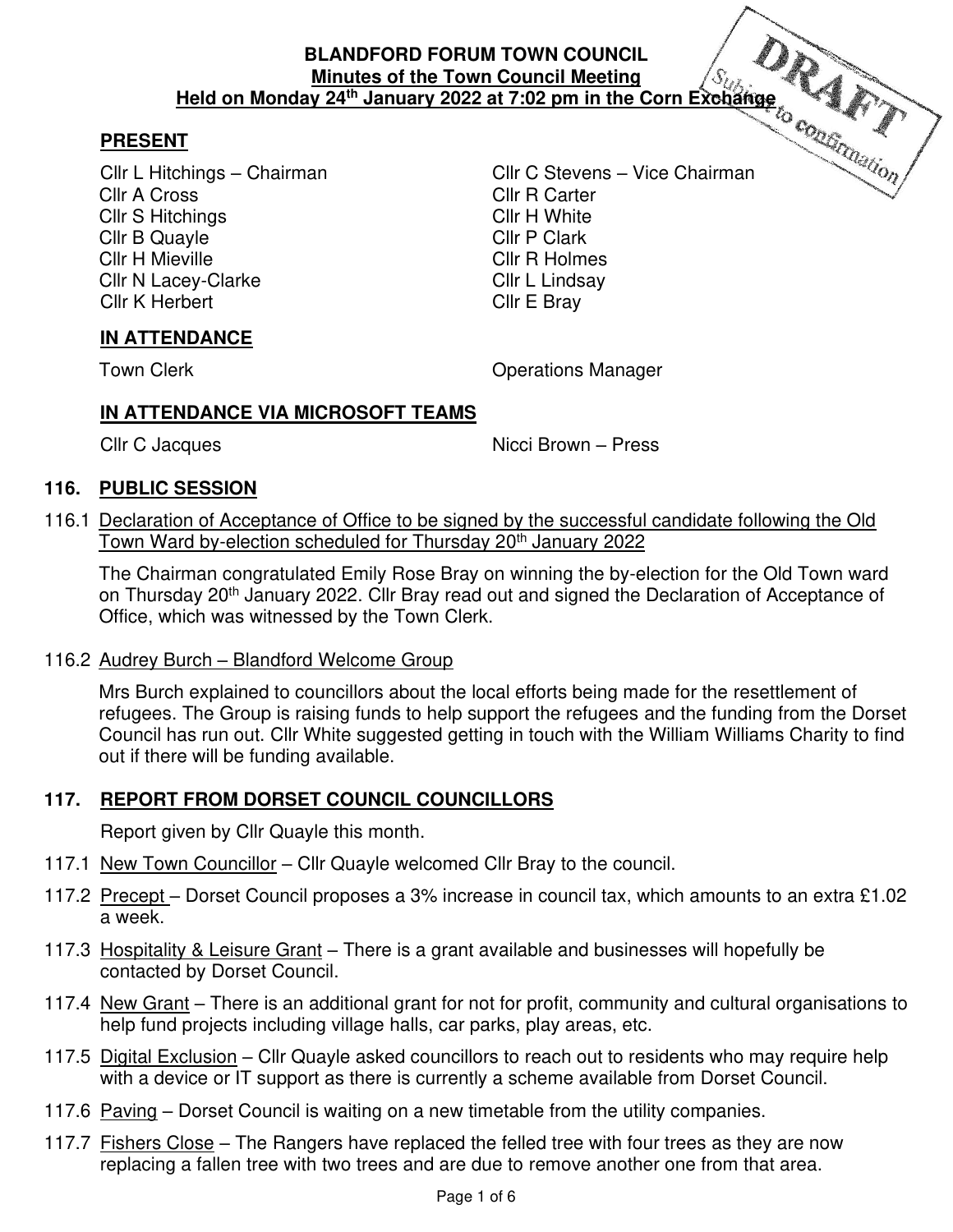**BLANDFORD FORUM TOWN COUNCIL**
**Minutes of the Town Council Meeting**
**Held on Monday 24th January 2022 at 7:02 pm in the Corn Exchange**

DRAFT Subject to confirmation

## PRESENT

Cllr L Hitchings – Chairman
Cllr C Stevens – Vice Chairman
Cllr A Cross
Cllr R Carter
Cllr S Hitchings
Cllr H White
Cllr B Quayle
Cllr P Clark
Cllr H Mieville
Cllr R Holmes
Cllr N Lacey-Clarke
Cllr L Lindsay
Cllr K Herbert
Cllr E Bray

## IN ATTENDANCE

Town Clerk
Operations Manager

## IN ATTENDANCE VIA MICROSOFT TEAMS

Cllr C Jacques
Nicci Brown – Press

## 116. PUBLIC SESSION

116.1 Declaration of Acceptance of Office to be signed by the successful candidate following the Old Town Ward by-election scheduled for Thursday 20th January 2022

The Chairman congratulated Emily Rose Bray on winning the by-election for the Old Town ward on Thursday 20th January 2022. Cllr Bray read out and signed the Declaration of Acceptance of Office, which was witnessed by the Town Clerk.

116.2 Audrey Burch – Blandford Welcome Group

Mrs Burch explained to councillors about the local efforts being made for the resettlement of refugees. The Group is raising funds to help support the refugees and the funding from the Dorset Council has run out. Cllr White suggested getting in touch with the William Williams Charity to find out if there will be funding available.

## 117. REPORT FROM DORSET COUNCIL COUNCILLORS

Report given by Cllr Quayle this month.

117.1 New Town Councillor – Cllr Quayle welcomed Cllr Bray to the council.

117.2 Precept – Dorset Council proposes a 3% increase in council tax, which amounts to an extra £1.02 a week.

117.3 Hospitality & Leisure Grant – There is a grant available and businesses will hopefully be contacted by Dorset Council.

117.4 New Grant – There is an additional grant for not for profit, community and cultural organisations to help fund projects including village halls, car parks, play areas, etc.

117.5 Digital Exclusion – Cllr Quayle asked councillors to reach out to residents who may require help with a device or IT support as there is currently a scheme available from Dorset Council.

117.6 Paving – Dorset Council is waiting on a new timetable from the utility companies.

117.7 Fishers Close – The Rangers have replaced the felled tree with four trees as they are now replacing a fallen tree with two trees and are due to remove another one from that area.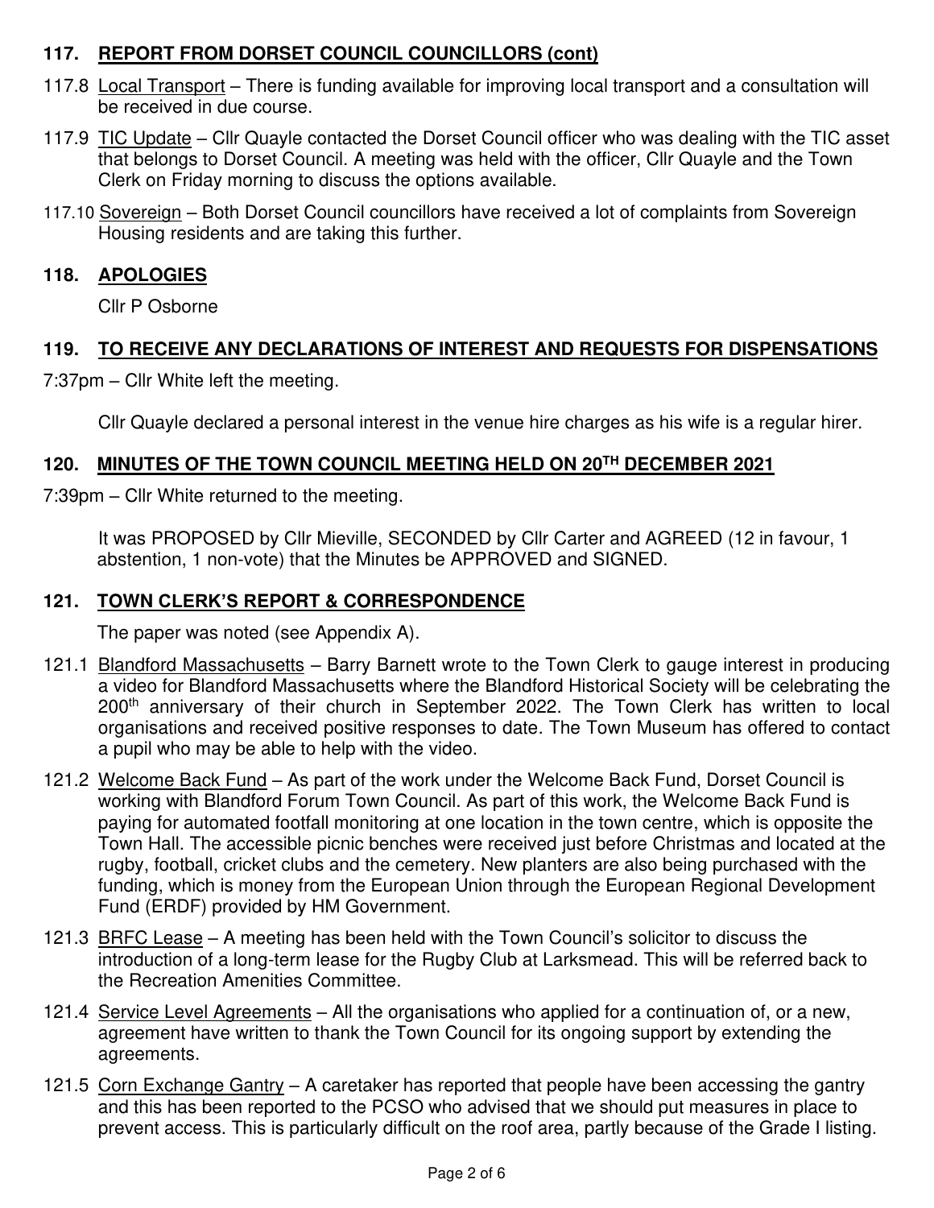## 117. REPORT FROM DORSET COUNCIL COUNCILLORS (cont)

117.8 Local Transport – There is funding available for improving local transport and a consultation will be received in due course.

117.9 TIC Update – Cllr Quayle contacted the Dorset Council officer who was dealing with the TIC asset that belongs to Dorset Council. A meeting was held with the officer, Cllr Quayle and the Town Clerk on Friday morning to discuss the options available.

117.10 Sovereign – Both Dorset Council councillors have received a lot of complaints from Sovereign Housing residents and are taking this further.

## 118. APOLOGIES

Cllr P Osborne

## 119. TO RECEIVE ANY DECLARATIONS OF INTEREST AND REQUESTS FOR DISPENSATIONS

7:37pm – Cllr White left the meeting.

Cllr Quayle declared a personal interest in the venue hire charges as his wife is a regular hirer.

## 120. MINUTES OF THE TOWN COUNCIL MEETING HELD ON 20TH DECEMBER 2021

7:39pm – Cllr White returned to the meeting.

It was PROPOSED by Cllr Mieville, SECONDED by Cllr Carter and AGREED (12 in favour, 1 abstention, 1 non-vote) that the Minutes be APPROVED and SIGNED.

## 121. TOWN CLERK'S REPORT & CORRESPONDENCE

The paper was noted (see Appendix A).

121.1 Blandford Massachusetts – Barry Barnett wrote to the Town Clerk to gauge interest in producing a video for Blandford Massachusetts where the Blandford Historical Society will be celebrating the 200th anniversary of their church in September 2022. The Town Clerk has written to local organisations and received positive responses to date. The Town Museum has offered to contact a pupil who may be able to help with the video.

121.2 Welcome Back Fund – As part of the work under the Welcome Back Fund, Dorset Council is working with Blandford Forum Town Council. As part of this work, the Welcome Back Fund is paying for automated footfall monitoring at one location in the town centre, which is opposite the Town Hall. The accessible picnic benches were received just before Christmas and located at the rugby, football, cricket clubs and the cemetery. New planters are also being purchased with the funding, which is money from the European Union through the European Regional Development Fund (ERDF) provided by HM Government.

121.3 BRFC Lease – A meeting has been held with the Town Council's solicitor to discuss the introduction of a long-term lease for the Rugby Club at Larksmead. This will be referred back to the Recreation Amenities Committee.

121.4 Service Level Agreements – All the organisations who applied for a continuation of, or a new, agreement have written to thank the Town Council for its ongoing support by extending the agreements.

121.5 Corn Exchange Gantry – A caretaker has reported that people have been accessing the gantry and this has been reported to the PCSO who advised that we should put measures in place to prevent access. This is particularly difficult on the roof area, partly because of the Grade I listing.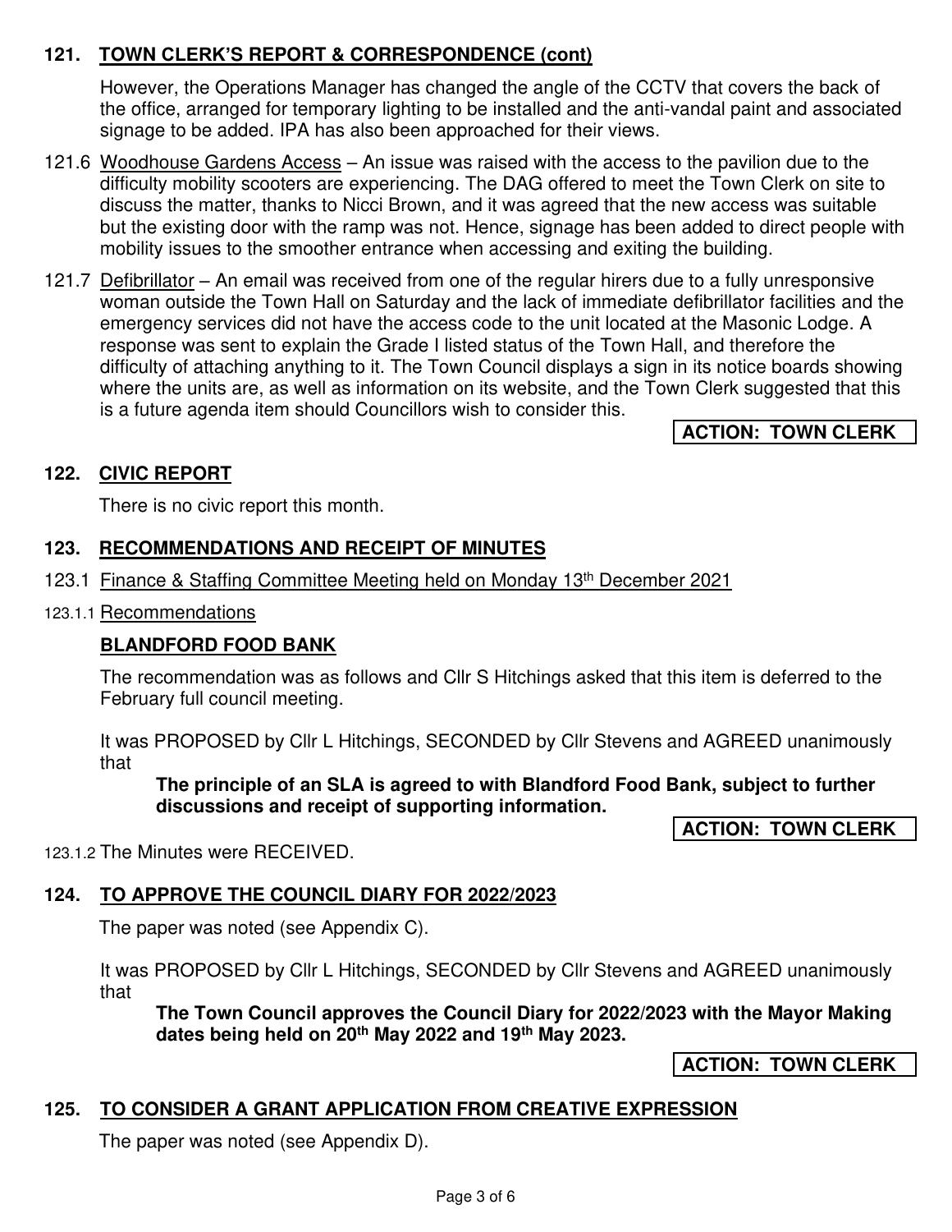## 121. TOWN CLERK'S REPORT & CORRESPONDENCE (cont)

However, the Operations Manager has changed the angle of the CCTV that covers the back of the office, arranged for temporary lighting to be installed and the anti-vandal paint and associated signage to be added. IPA has also been approached for their views.

121.6 Woodhouse Gardens Access – An issue was raised with the access to the pavilion due to the difficulty mobility scooters are experiencing. The DAG offered to meet the Town Clerk on site to discuss the matter, thanks to Nicci Brown, and it was agreed that the new access was suitable but the existing door with the ramp was not. Hence, signage has been added to direct people with mobility issues to the smoother entrance when accessing and exiting the building.

121.7 Defibrillator – An email was received from one of the regular hirers due to a fully unresponsive woman outside the Town Hall on Saturday and the lack of immediate defibrillator facilities and the emergency services did not have the access code to the unit located at the Masonic Lodge. A response was sent to explain the Grade I listed status of the Town Hall, and therefore the difficulty of attaching anything to it. The Town Council displays a sign in its notice boards showing where the units are, as well as information on its website, and the Town Clerk suggested that this is a future agenda item should Councillors wish to consider this.

**ACTION: TOWN CLERK**

## 122. CIVIC REPORT

There is no civic report this month.

## 123. RECOMMENDATIONS AND RECEIPT OF MINUTES

123.1 Finance & Staffing Committee Meeting held on Monday 13th December 2021

123.1.1 Recommendations

**BLANDFORD FOOD BANK**

The recommendation was as follows and Cllr S Hitchings asked that this item is deferred to the February full council meeting.

It was PROPOSED by Cllr L Hitchings, SECONDED by Cllr Stevens and AGREED unanimously that

**The principle of an SLA is agreed to with Blandford Food Bank, subject to further discussions and receipt of supporting information.**

**ACTION: TOWN CLERK**

123.1.2 The Minutes were RECEIVED.

## 124. TO APPROVE THE COUNCIL DIARY FOR 2022/2023

The paper was noted (see Appendix C).

It was PROPOSED by Cllr L Hitchings, SECONDED by Cllr Stevens and AGREED unanimously that

**The Town Council approves the Council Diary for 2022/2023 with the Mayor Making dates being held on 20th May 2022 and 19th May 2023.**

**ACTION: TOWN CLERK**

## 125. TO CONSIDER A GRANT APPLICATION FROM CREATIVE EXPRESSION

The paper was noted (see Appendix D).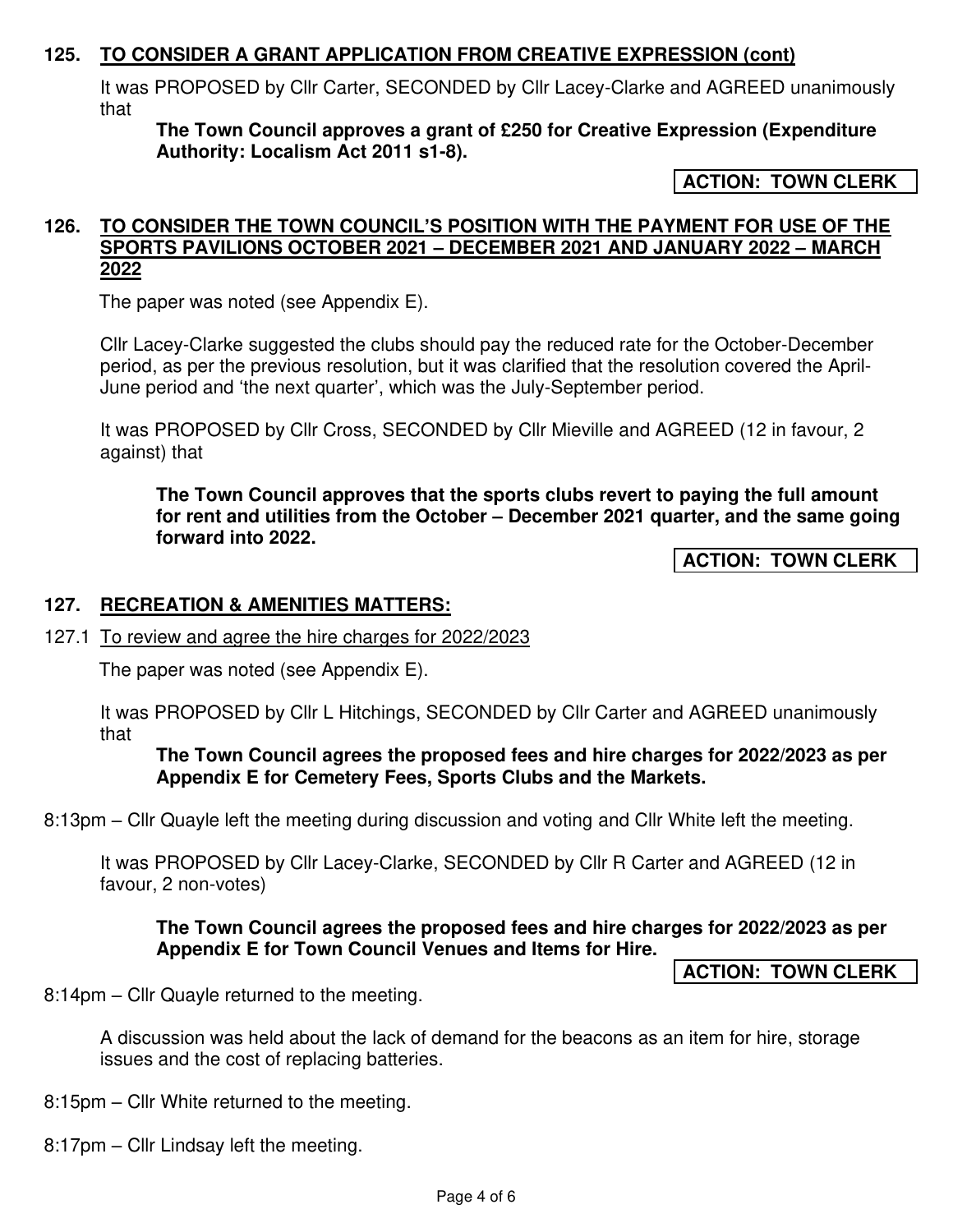## 125. TO CONSIDER A GRANT APPLICATION FROM CREATIVE EXPRESSION (cont)

It was PROPOSED by Cllr Carter, SECONDED by Cllr Lacey-Clarke and AGREED unanimously that

> **The Town Council approves a grant of £250 for Creative Expression (Expenditure Authority: Localism Act 2011 s1-8).**

**ACTION: TOWN CLERK**

## 126. TO CONSIDER THE TOWN COUNCIL'S POSITION WITH THE PAYMENT FOR USE OF THE SPORTS PAVILIONS OCTOBER 2021 – DECEMBER 2021 AND JANUARY 2022 – MARCH 2022

The paper was noted (see Appendix E).

Cllr Lacey-Clarke suggested the clubs should pay the reduced rate for the October-December period, as per the previous resolution, but it was clarified that the resolution covered the April-June period and 'the next quarter', which was the July-September period.

It was PROPOSED by Cllr Cross, SECONDED by Cllr Mieville and AGREED (12 in favour, 2 against) that

> **The Town Council approves that the sports clubs revert to paying the full amount for rent and utilities from the October – December 2021 quarter, and the same going forward into 2022.**

**ACTION: TOWN CLERK**

## 127. RECREATION & AMENITIES MATTERS:

127.1 To review and agree the hire charges for 2022/2023

The paper was noted (see Appendix E).

It was PROPOSED by Cllr L Hitchings, SECONDED by Cllr Carter and AGREED unanimously that

> **The Town Council agrees the proposed fees and hire charges for 2022/2023 as per Appendix E for Cemetery Fees, Sports Clubs and the Markets.**

8:13pm – Cllr Quayle left the meeting during discussion and voting and Cllr White left the meeting.

It was PROPOSED by Cllr Lacey-Clarke, SECONDED by Cllr R Carter and AGREED (12 in favour, 2 non-votes)

> **The Town Council agrees the proposed fees and hire charges for 2022/2023 as per Appendix E for Town Council Venues and Items for Hire.**

**ACTION: TOWN CLERK**

8:14pm – Cllr Quayle returned to the meeting.

A discussion was held about the lack of demand for the beacons as an item for hire, storage issues and the cost of replacing batteries.

8:15pm – Cllr White returned to the meeting.

8:17pm – Cllr Lindsay left the meeting.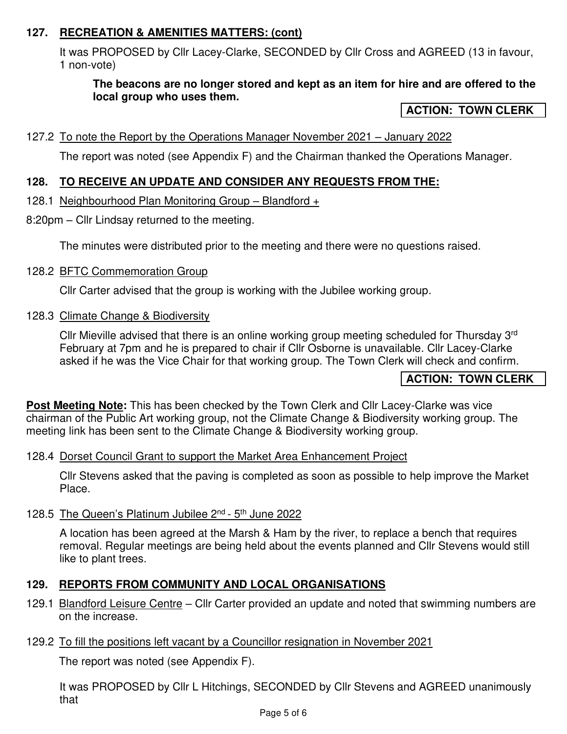## 127. RECREATION & AMENITIES MATTERS: (cont)

It was PROPOSED by Cllr Lacey-Clarke, SECONDED by Cllr Cross and AGREED (13 in favour, 1 non-vote)

**The beacons are no longer stored and kept as an item for hire and are offered to the local group who uses them.**

**ACTION: TOWN CLERK**

127.2 To note the Report by the Operations Manager November 2021 – January 2022

The report was noted (see Appendix F) and the Chairman thanked the Operations Manager.

## 128. TO RECEIVE AN UPDATE AND CONSIDER ANY REQUESTS FROM THE:

128.1 Neighbourhood Plan Monitoring Group – Blandford +

8:20pm – Cllr Lindsay returned to the meeting.

The minutes were distributed prior to the meeting and there were no questions raised.

128.2 BFTC Commemoration Group

Cllr Carter advised that the group is working with the Jubilee working group.

128.3 Climate Change & Biodiversity

Cllr Mieville advised that there is an online working group meeting scheduled for Thursday 3rd February at 7pm and he is prepared to chair if Cllr Osborne is unavailable. Cllr Lacey-Clarke asked if he was the Vice Chair for that working group. The Town Clerk will check and confirm.

**ACTION: TOWN CLERK**

**Post Meeting Note:** This has been checked by the Town Clerk and Cllr Lacey-Clarke was vice chairman of the Public Art working group, not the Climate Change & Biodiversity working group. The meeting link has been sent to the Climate Change & Biodiversity working group.

128.4 Dorset Council Grant to support the Market Area Enhancement Project

Cllr Stevens asked that the paving is completed as soon as possible to help improve the Market Place.

128.5 The Queen's Platinum Jubilee 2nd - 5th June 2022

A location has been agreed at the Marsh & Ham by the river, to replace a bench that requires removal. Regular meetings are being held about the events planned and Cllr Stevens would still like to plant trees.

## 129. REPORTS FROM COMMUNITY AND LOCAL ORGANISATIONS

129.1 Blandford Leisure Centre – Cllr Carter provided an update and noted that swimming numbers are on the increase.

129.2 To fill the positions left vacant by a Councillor resignation in November 2021

The report was noted (see Appendix F).

It was PROPOSED by Cllr L Hitchings, SECONDED by Cllr Stevens and AGREED unanimously that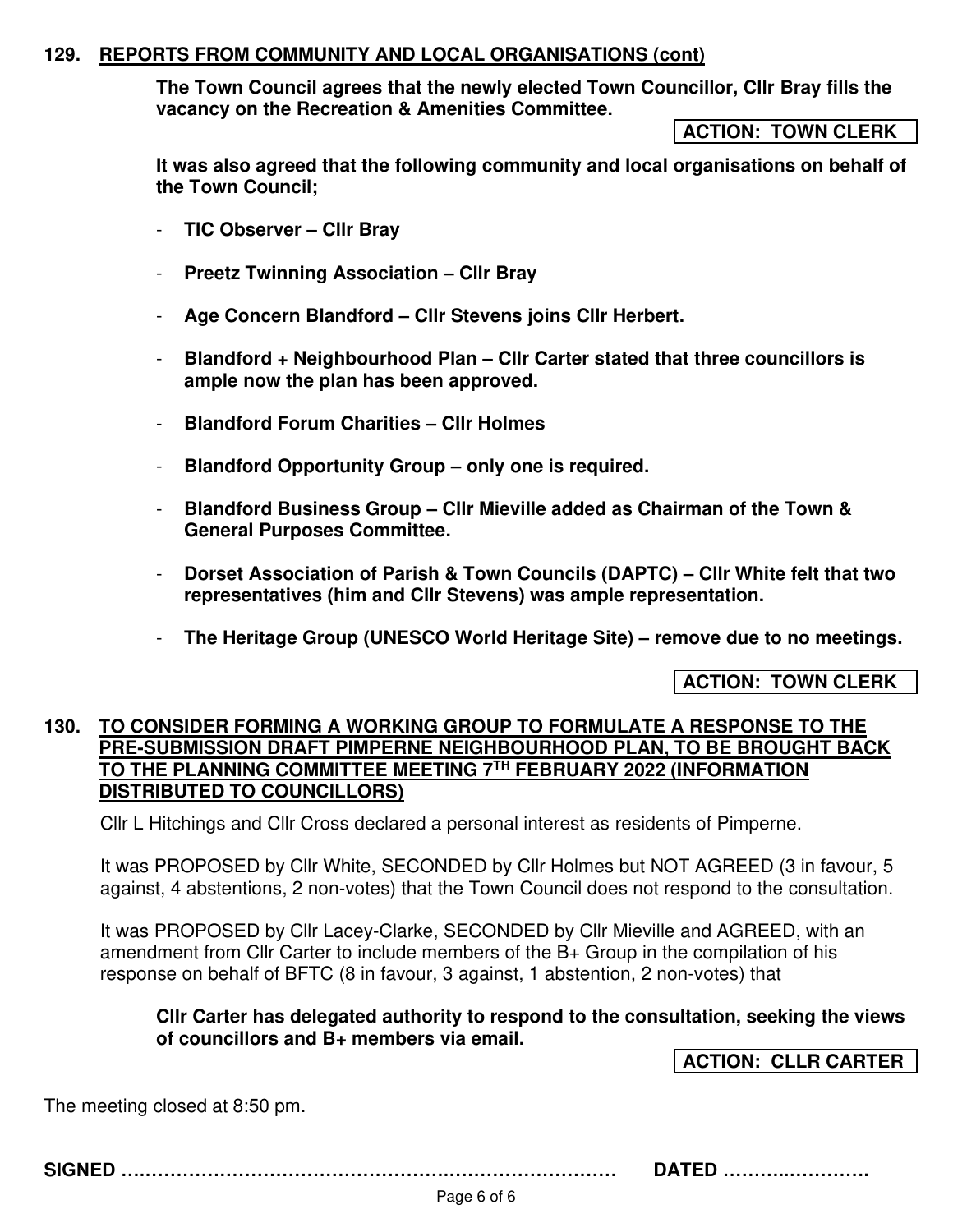### 129. REPORTS FROM COMMUNITY AND LOCAL ORGANISATIONS (cont)

**The Town Council agrees that the newly elected Town Councillor, Cllr Bray fills the vacancy on the Recreation & Amenities Committee.**

**ACTION: TOWN CLERK**

**It was also agreed that the following community and local organisations on behalf of the Town Council;**

- **TIC Observer – Cllr Bray**
- **Preetz Twinning Association – Cllr Bray**
- **Age Concern Blandford – Cllr Stevens joins Cllr Herbert.**
- **Blandford + Neighbourhood Plan – Cllr Carter stated that three councillors is ample now the plan has been approved.**
- **Blandford Forum Charities – Cllr Holmes**
- **Blandford Opportunity Group – only one is required.**
- **Blandford Business Group – Cllr Mieville added as Chairman of the Town & General Purposes Committee.**
- **Dorset Association of Parish & Town Councils (DAPTC) – Cllr White felt that two representatives (him and Cllr Stevens) was ample representation.**
- **The Heritage Group (UNESCO World Heritage Site) – remove due to no meetings.**

**ACTION: TOWN CLERK**

### 130. TO CONSIDER FORMING A WORKING GROUP TO FORMULATE A RESPONSE TO THE PRE-SUBMISSION DRAFT PIMPERNE NEIGHBOURHOOD PLAN, TO BE BROUGHT BACK TO THE PLANNING COMMITTEE MEETING 7TH FEBRUARY 2022 (INFORMATION DISTRIBUTED TO COUNCILLORS)

Cllr L Hitchings and Cllr Cross declared a personal interest as residents of Pimperne.

It was PROPOSED by Cllr White, SECONDED by Cllr Holmes but NOT AGREED (3 in favour, 5 against, 4 abstentions, 2 non-votes) that the Town Council does not respond to the consultation.

It was PROPOSED by Cllr Lacey-Clarke, SECONDED by Cllr Mieville and AGREED, with an amendment from Cllr Carter to include members of the B+ Group in the compilation of his response on behalf of BFTC (8 in favour, 3 against, 1 abstention, 2 non-votes) that

**Cllr Carter has delegated authority to respond to the consultation, seeking the views of councillors and B+ members via email.**

**ACTION: CLLR CARTER**

The meeting closed at 8:50 pm.

**SIGNED ……………………………………………………………………… DATED ………..…………**